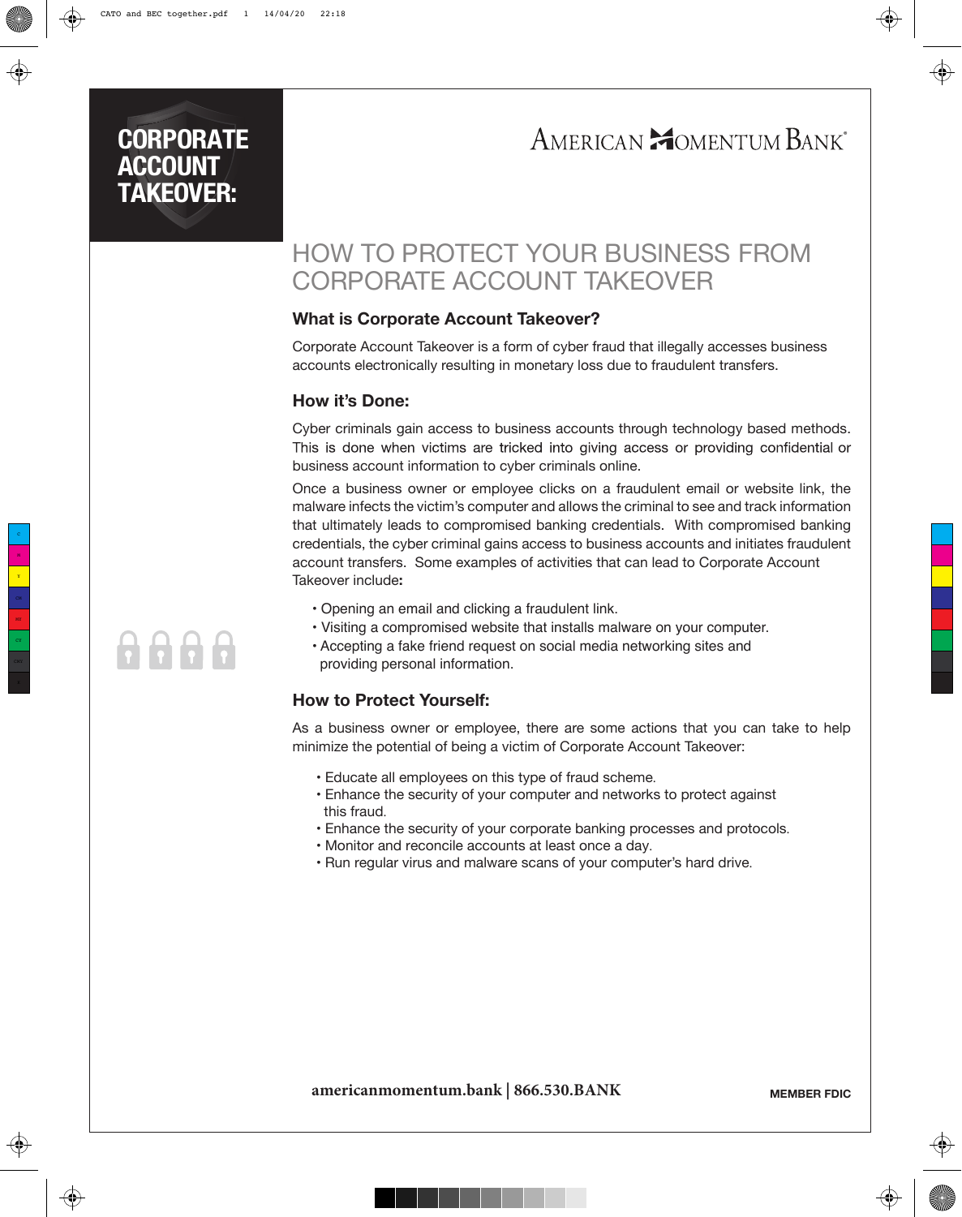# CORPORATE ACCOUNT TAKEOVER:

AMERICAN MOMENTUM BANK®

## HOW TO PROTECT YOUR BUSINESS FROM CORPORATE ACCOUNT TAKEOVER

### What is Corporate Account Takeover?

Corporate Account Takeover is a form of cyber fraud that illegally accesses business accounts electronically resulting in monetary loss due to fraudulent transfers.

### How it's Done:

Cyber criminals gain access to business accounts through technology based methods. This is done when victims are tricked into giving access or providing confidential or business account information to cyber criminals online.

Once a business owner or employee clicks on a fraudulent email or website link, the malware infects the victim's computer and allows the criminal to see and track information that ultimately leads to compromised banking credentials. With compromised banking credentials, the cyber criminal gains access to business accounts and initiates fraudulent account transfers. Some examples of activities that can lead to Corporate Account Takeover include**:**

- Opening an email and clicking a fraudulent link.
- Visiting a compromised website that installs malware on your computer.
- Accepting a fake friend request on social media networking sites and providing personal information.

### How to Protect Yourself:

As a business owner or employee, there are some actions that you can take to help minimize the potential of being a victim of Corporate Account Takeover:

- Educate all employees on this type of fraud scheme.
- Enhance the security of your computer and networks to protect against this fraud.
- Enhance the security of your corporate banking processes and protocols.
- Monitor and reconcile accounts at least once a day.
- Run regular virus and malware scans of your computer's hard drive.

**americanmomentum.bank | 866.530.BANK**

**MEMBER FDIC**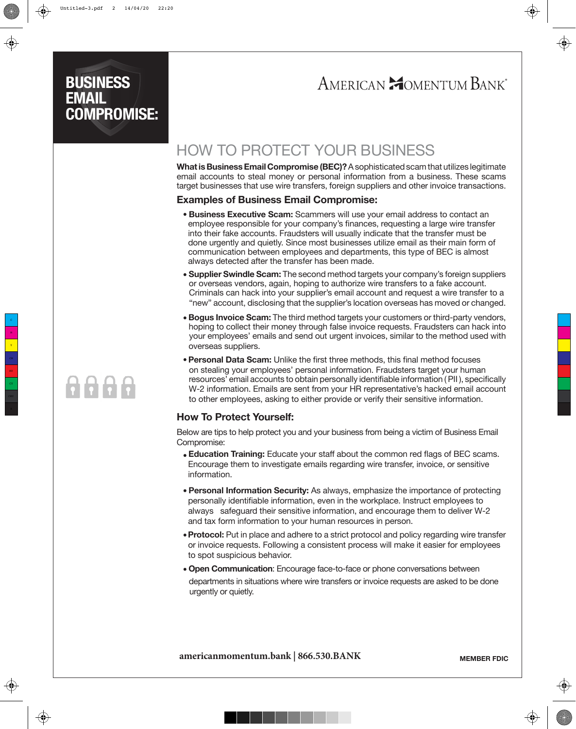# BUSINESS EMAIL COMPROMISE:

AMERICAN MOMENTUM BANK

## HOW TO PROTECT YOUR BUSINESS

**What is Business Email Compromise (BEC)?** A sophisticated scam that utilizes legitimate email accounts to steal money or personal information from a business. These scams target businesses that use wire transfers, foreign suppliers and other invoice transactions.

### Examples of Business Email Compromise:

- **Business Executive Scam:** Scammers will use your email address to contact an employee responsible for your company's finances, requesting a large wire transfer into their fake accounts. Fraudsters will usually indicate that the transfer must be done urgently and quietly. Since most businesses utilize email as their main form of communication between employees and departments, this type of BEC is almost always detected after the transfer has been made.
- **Supplier Swindle Scam:** The second method targets your company's foreign suppliers or overseas vendors, again, hoping to authorize wire transfers to a fake account. Criminals can hack into your supplier's email account and request a wire transfer to a "new" account, disclosing that the supplier's location overseas has moved or changed.
- **Bogus Invoice Scam:** The third method targets your customers or third-party vendors, hoping to collect their money through false invoice requests. Fraudsters can hack into your employees' emails and send out urgent invoices, similar to the method used with overseas suppliers.
- **Personal Data Scam:** Unlike the first three methods, this final method focuses on stealing your employees' personal information. Fraudsters target your human resources' email accounts to obtain personally identifiable information (PII), specifically W-2 information. Emails are sent from your HR representative's hacked email account to other employees, asking to either provide or verify their sensitive information.

### How To Protect Yourself:

Below are tips to help protect you and your business from being a victim of Business Email Compromise:

- **Education Training:** Educate your staff about the common red flags of BEC scams. Encourage them to investigate emails regarding wire transfer, invoice, or sensitive information.
- **Personal Information Security:** As always, emphasize the importance of protecting personally identifiable information, even in the workplace. Instruct employees to always safeguard their sensitive information, and encourage them to deliver W-2 and tax form information to your human resources in person.
- **Protocol:** Put in place and adhere to a strict protocol and policy regarding wire transfer or invoice requests. Following a consistent process will make it easier for employees to spot suspicious behavior.
- **Open Communication**: Encourage face-to-face or phone conversations between departments in situations where wire transfers or invoice requests are asked to be done urgently or quietly.

americanmomentum.bank | 866.530.BANK

MEMBER FDIC